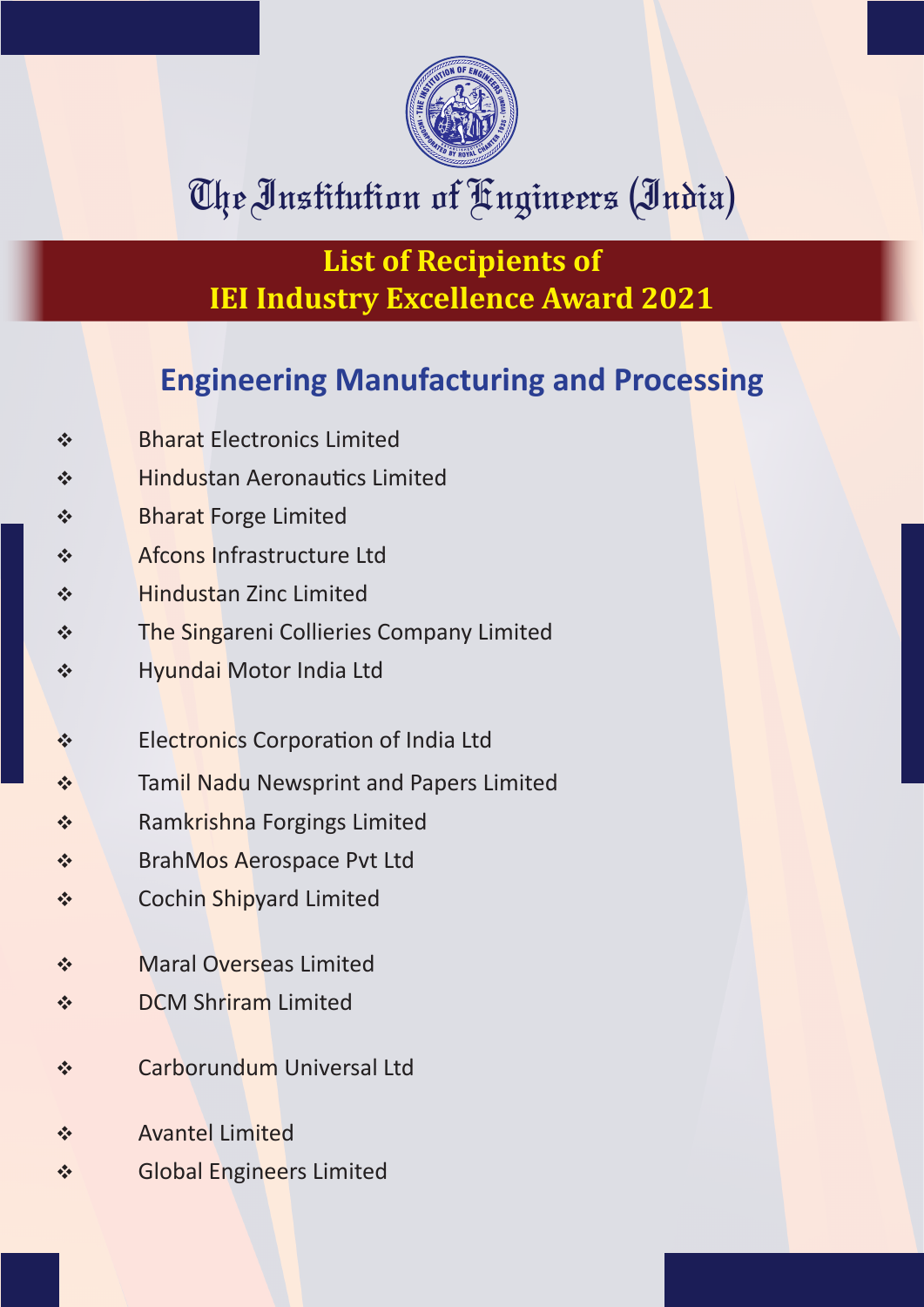# The Institution of Engineers (India)

## List of Recipients of IEI Industry Excellence Award 2021

### Engineering Manufacturing and Processing

- Bharat Electronics Limited
- Hindustan Aeronautics Limited
- Bharat Forge Limited
- Afcons Infrastructure Ltd
- Hindustan Zinc Limited
- The Singareni Collieries Company Limited
- Hyundai Motor India Ltd

- Electronics Corporation of India Ltd
- Tamil Nadu Newsprint and Papers Limited
- Ramkrishna Forgings Limited
- BrahMos Aerospace Pvt Ltd
- Cochin Shipyard Limited

- Maral Overseas Limited
- DCM Shriram Limited

- Carborundum Universal Ltd

- Avantel Limited
- Global Engineers Limited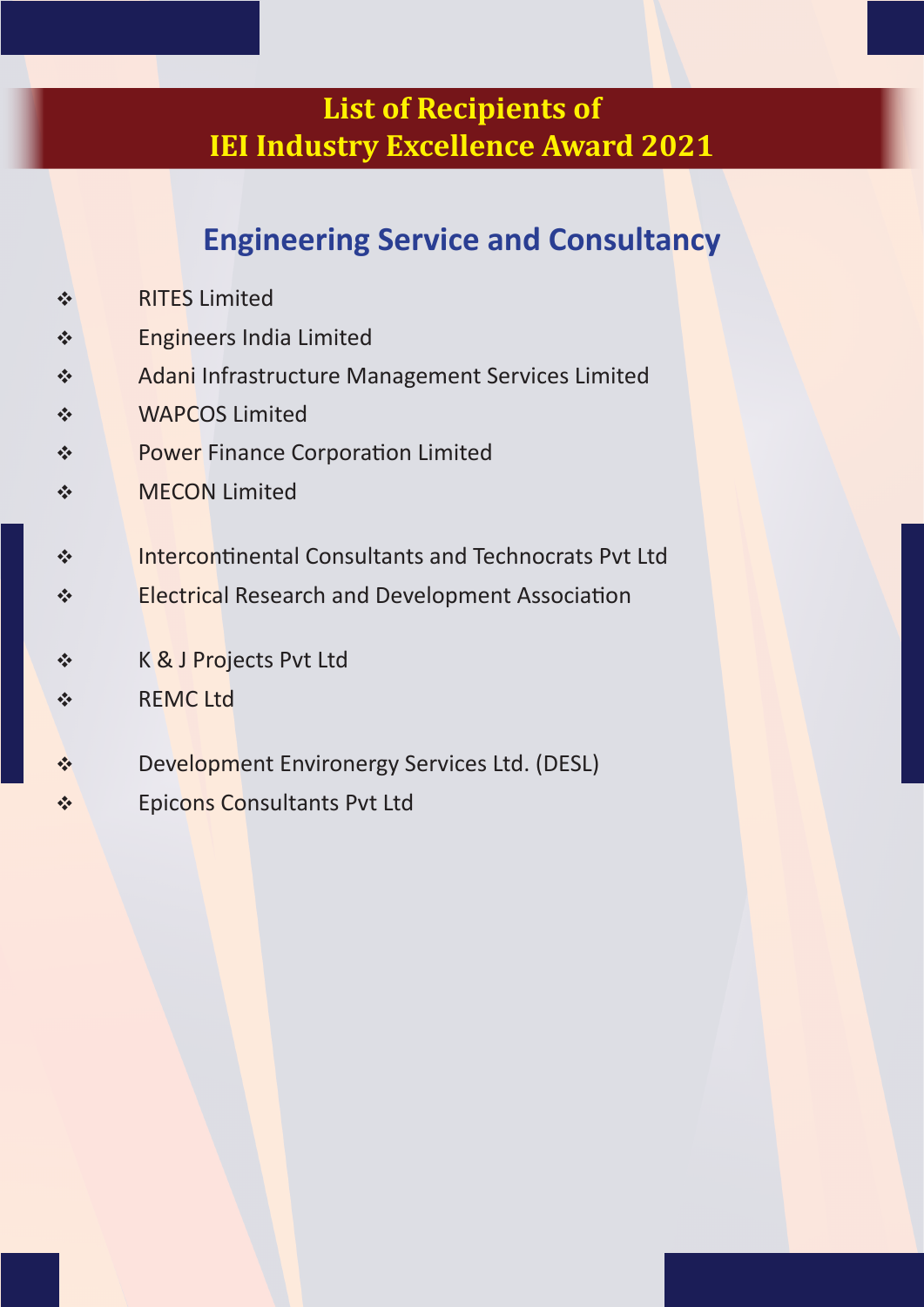# List of Recipients of IEI Industry Excellence Award 2021

## Engineering Service and Consultancy

- RITES Limited
- Engineers India Limited
- Adani Infrastructure Management Services Limited
- WAPCOS Limited
- Power Finance Corporation Limited
- MECON Limited
- Intercontinental Consultants and Technocrats Pvt Ltd
- Electrical Research and Development Association
- K & J Projects Pvt Ltd
- REMC Ltd
- Development Environergy Services Ltd. (DESL)
- Epicons Consultants Pvt Ltd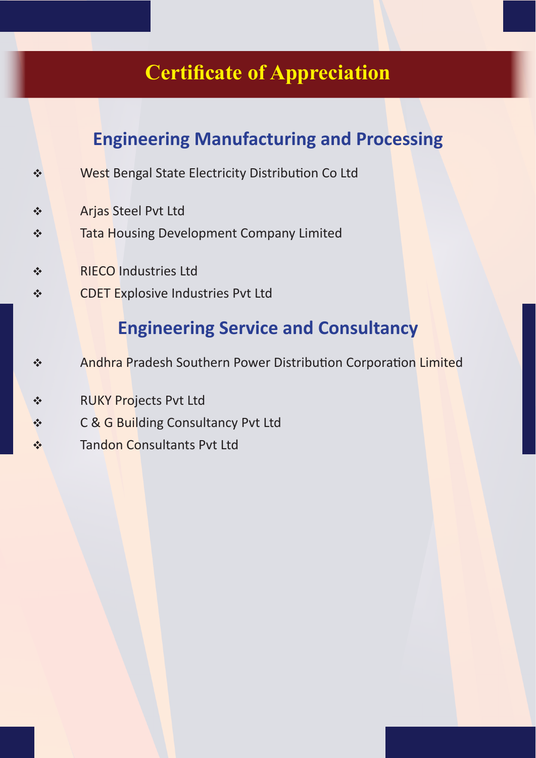# Certificate of Appreciation

## Engineering Manufacturing and Processing

- West Bengal State Electricity Distribution Co Ltd
- Arjas Steel Pvt Ltd
- Tata Housing Development Company Limited
- RIECO Industries Ltd
- CDET Explosive Industries Pvt Ltd

## Engineering Service and Consultancy

- Andhra Pradesh Southern Power Distribution Corporation Limited
- RUKY Projects Pvt Ltd
- C & G Building Consultancy Pvt Ltd
- Tandon Consultants Pvt Ltd